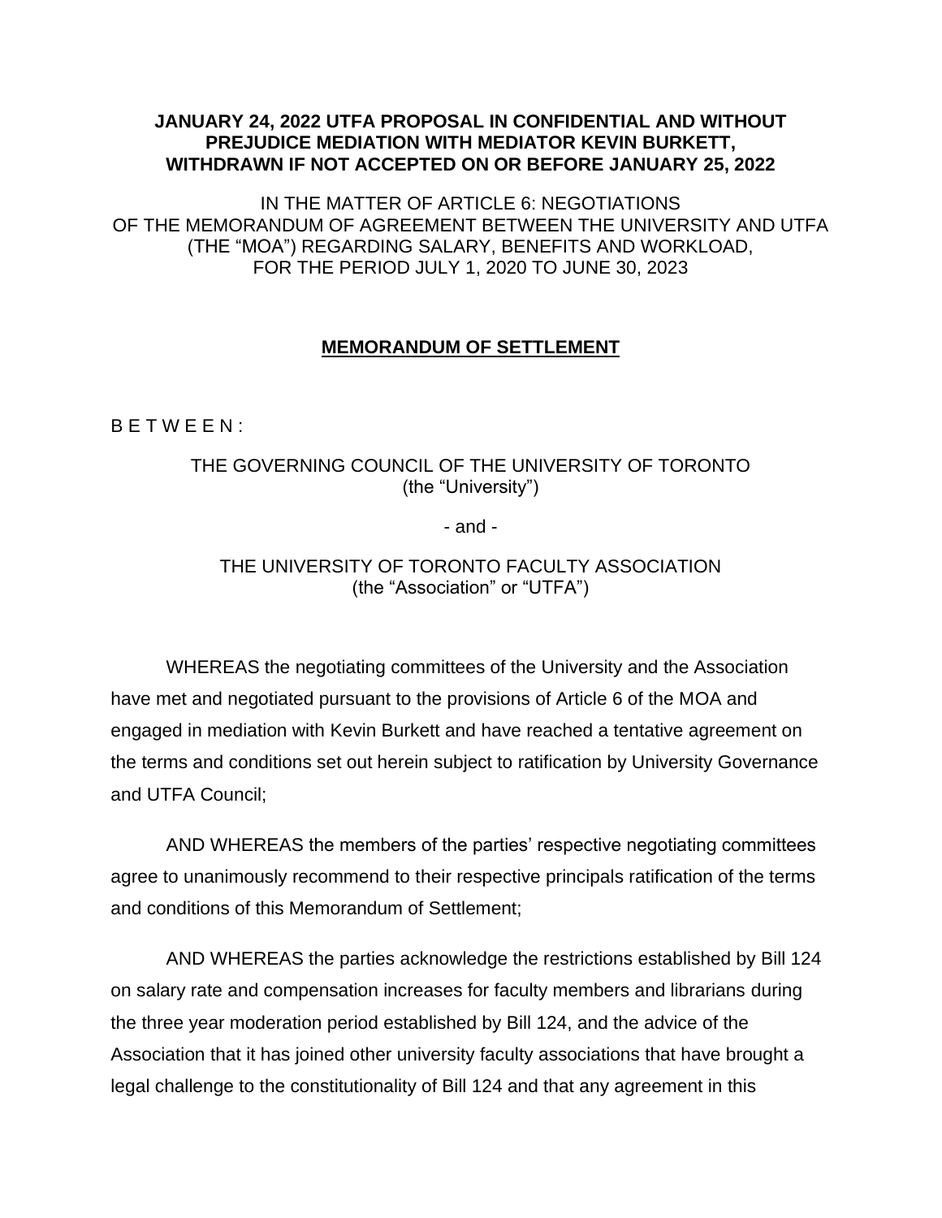**JANUARY 24, 2022 UTFA PROPOSAL IN CONFIDENTIAL AND WITHOUT PREJUDICE MEDIATION WITH MEDIATOR KEVIN BURKETT, WITHDRAWN IF NOT ACCEPTED ON OR BEFORE JANUARY 25, 2022**

IN THE MATTER OF ARTICLE 6: NEGOTIATIONS
OF THE MEMORANDUM OF AGREEMENT BETWEEN THE UNIVERSITY AND UTFA (THE "MOA") REGARDING SALARY, BENEFITS AND WORKLOAD, FOR THE PERIOD JULY 1, 2020 TO JUNE 30, 2023

**MEMORANDUM OF SETTLEMENT**

B E T W E E N :

THE GOVERNING COUNCIL OF THE UNIVERSITY OF TORONTO
(the "University")

\- and -

THE UNIVERSITY OF TORONTO FACULTY ASSOCIATION
(the "Association" or "UTFA")

WHEREAS the negotiating committees of the University and the Association have met and negotiated pursuant to the provisions of Article 6 of the MOA and engaged in mediation with Kevin Burkett and have reached a tentative agreement on the terms and conditions set out herein subject to ratification by University Governance and UTFA Council;

AND WHEREAS the members of the parties' respective negotiating committees agree to unanimously recommend to their respective principals ratification of the terms and conditions of this Memorandum of Settlement;

AND WHEREAS the parties acknowledge the restrictions established by Bill 124 on salary rate and compensation increases for faculty members and librarians during the three year moderation period established by Bill 124, and the advice of the Association that it has joined other university faculty associations that have brought a legal challenge to the constitutionality of Bill 124 and that any agreement in this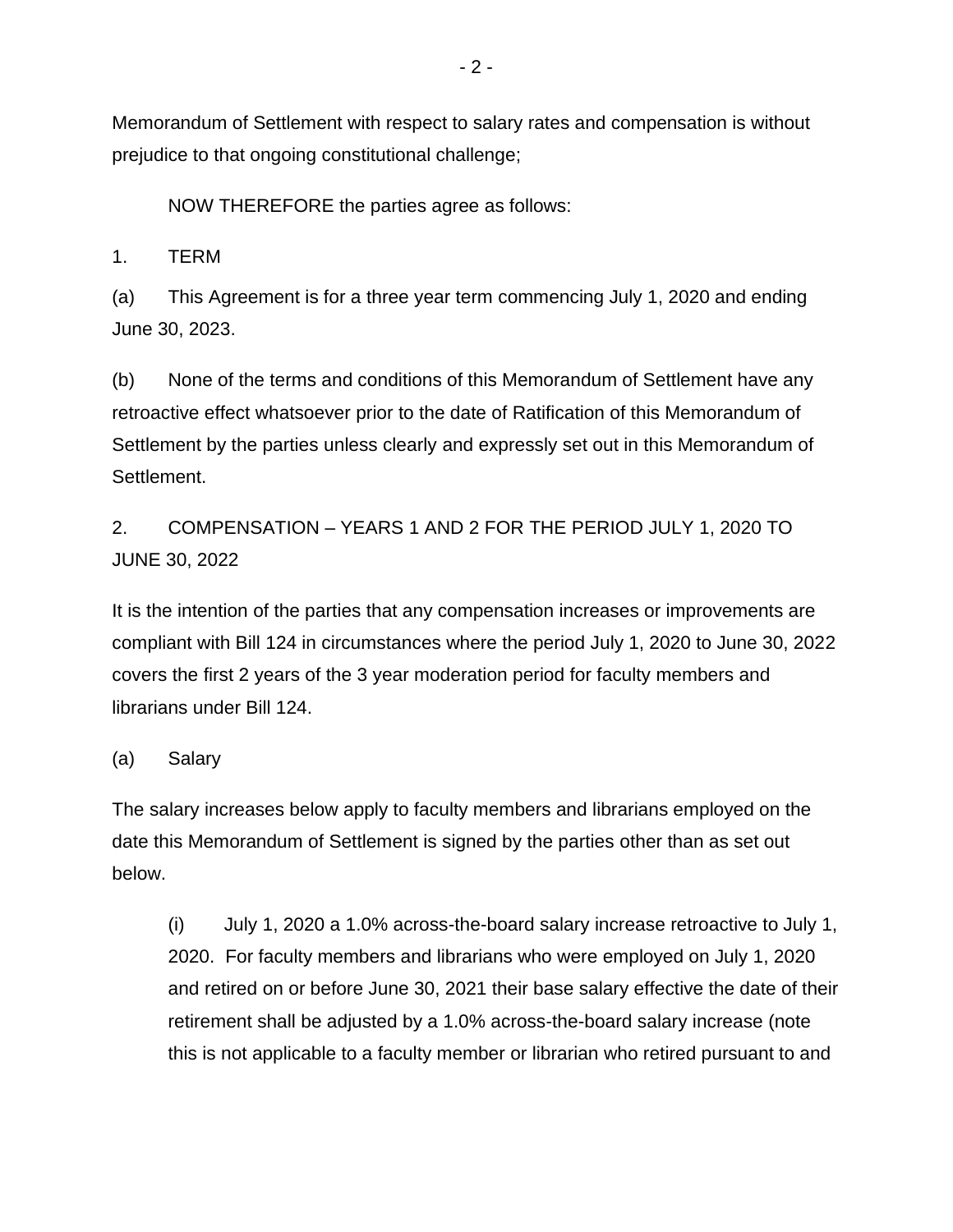Memorandum of Settlement with respect to salary rates and compensation is without prejudice to that ongoing constitutional challenge;

NOW THEREFORE the parties agree as follows:

1. TERM

(a) This Agreement is for a three year term commencing July 1, 2020 and ending June 30, 2023.

(b) None of the terms and conditions of this Memorandum of Settlement have any retroactive effect whatsoever prior to the date of Ratification of this Memorandum of Settlement by the parties unless clearly and expressly set out in this Memorandum of Settlement.

2. COMPENSATION – YEARS 1 AND 2 FOR THE PERIOD JULY 1, 2020 TO JUNE 30, 2022

It is the intention of the parties that any compensation increases or improvements are compliant with Bill 124 in circumstances where the period July 1, 2020 to June 30, 2022 covers the first 2 years of the 3 year moderation period for faculty members and librarians under Bill 124.

(a) Salary

The salary increases below apply to faculty members and librarians employed on the date this Memorandum of Settlement is signed by the parties other than as set out below.

(i) July 1, 2020 a 1.0% across-the-board salary increase retroactive to July 1, 2020. For faculty members and librarians who were employed on July 1, 2020 and retired on or before June 30, 2021 their base salary effective the date of their retirement shall be adjusted by a 1.0% across-the-board salary increase (note this is not applicable to a faculty member or librarian who retired pursuant to and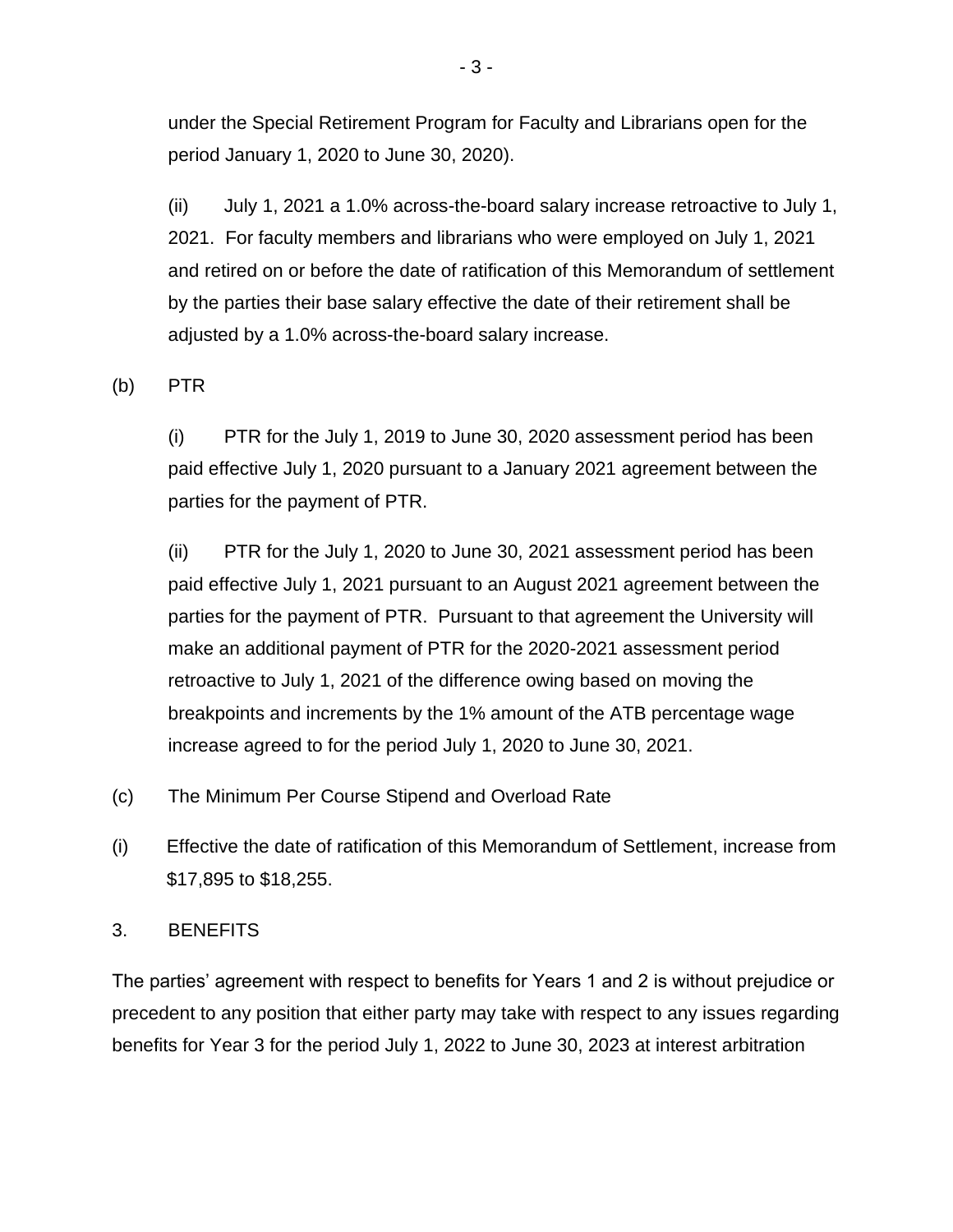under the Special Retirement Program for Faculty and Librarians open for the period January 1, 2020 to June 30, 2020).

(ii) July 1, 2021 a 1.0% across-the-board salary increase retroactive to July 1, 2021. For faculty members and librarians who were employed on July 1, 2021 and retired on or before the date of ratification of this Memorandum of settlement by the parties their base salary effective the date of their retirement shall be adjusted by a 1.0% across-the-board salary increase.

(b) PTR

(i) PTR for the July 1, 2019 to June 30, 2020 assessment period has been paid effective July 1, 2020 pursuant to a January 2021 agreement between the parties for the payment of PTR.

(ii) PTR for the July 1, 2020 to June 30, 2021 assessment period has been paid effective July 1, 2021 pursuant to an August 2021 agreement between the parties for the payment of PTR. Pursuant to that agreement the University will make an additional payment of PTR for the 2020-2021 assessment period retroactive to July 1, 2021 of the difference owing based on moving the breakpoints and increments by the 1% amount of the ATB percentage wage increase agreed to for the period July 1, 2020 to June 30, 2021.

(c) The Minimum Per Course Stipend and Overload Rate

(i) Effective the date of ratification of this Memorandum of Settlement, increase from $17,895 to $18,255.

3. BENEFITS

The parties' agreement with respect to benefits for Years 1 and 2 is without prejudice or precedent to any position that either party may take with respect to any issues regarding benefits for Year 3 for the period July 1, 2022 to June 30, 2023 at interest arbitration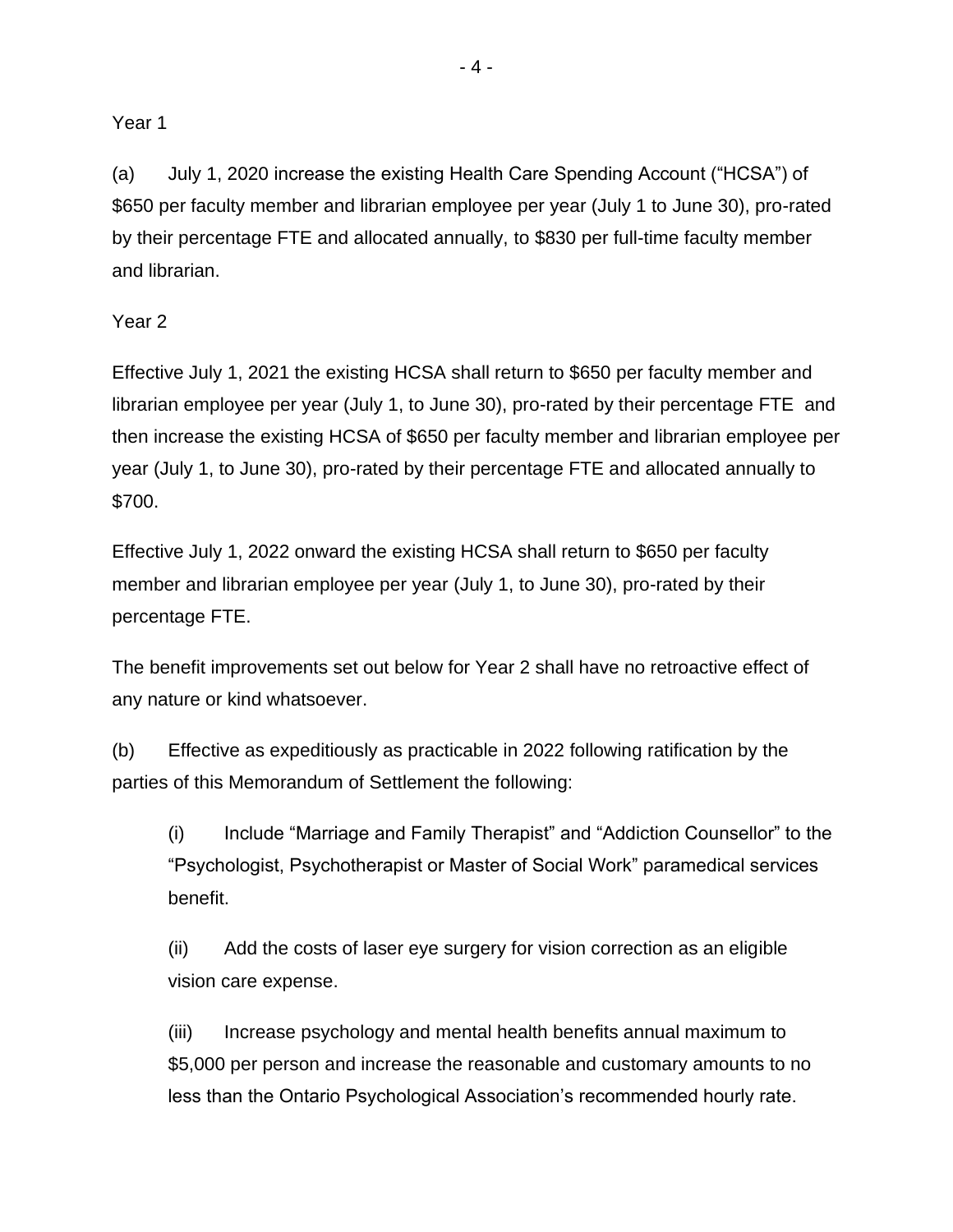Year 1

(a) July 1, 2020 increase the existing Health Care Spending Account ("HCSA") of $650 per faculty member and librarian employee per year (July 1 to June 30), pro-rated by their percentage FTE and allocated annually, to $830 per full-time faculty member and librarian.

Year 2

Effective July 1, 2021 the existing HCSA shall return to $650 per faculty member and librarian employee per year (July 1, to June 30), pro-rated by their percentage FTE and then increase the existing HCSA of $650 per faculty member and librarian employee per year (July 1, to June 30), pro-rated by their percentage FTE and allocated annually to $700.

Effective July 1, 2022 onward the existing HCSA shall return to $650 per faculty member and librarian employee per year (July 1, to June 30), pro-rated by their percentage FTE.

The benefit improvements set out below for Year 2 shall have no retroactive effect of any nature or kind whatsoever.

(b) Effective as expeditiously as practicable in 2022 following ratification by the parties of this Memorandum of Settlement the following:

> (i) Include "Marriage and Family Therapist" and "Addiction Counsellor" to the "Psychologist, Psychotherapist or Master of Social Work" paramedical services benefit.
>
> (ii) Add the costs of laser eye surgery for vision correction as an eligible vision care expense.
>
> (iii) Increase psychology and mental health benefits annual maximum to $5,000 per person and increase the reasonable and customary amounts to no less than the Ontario Psychological Association's recommended hourly rate.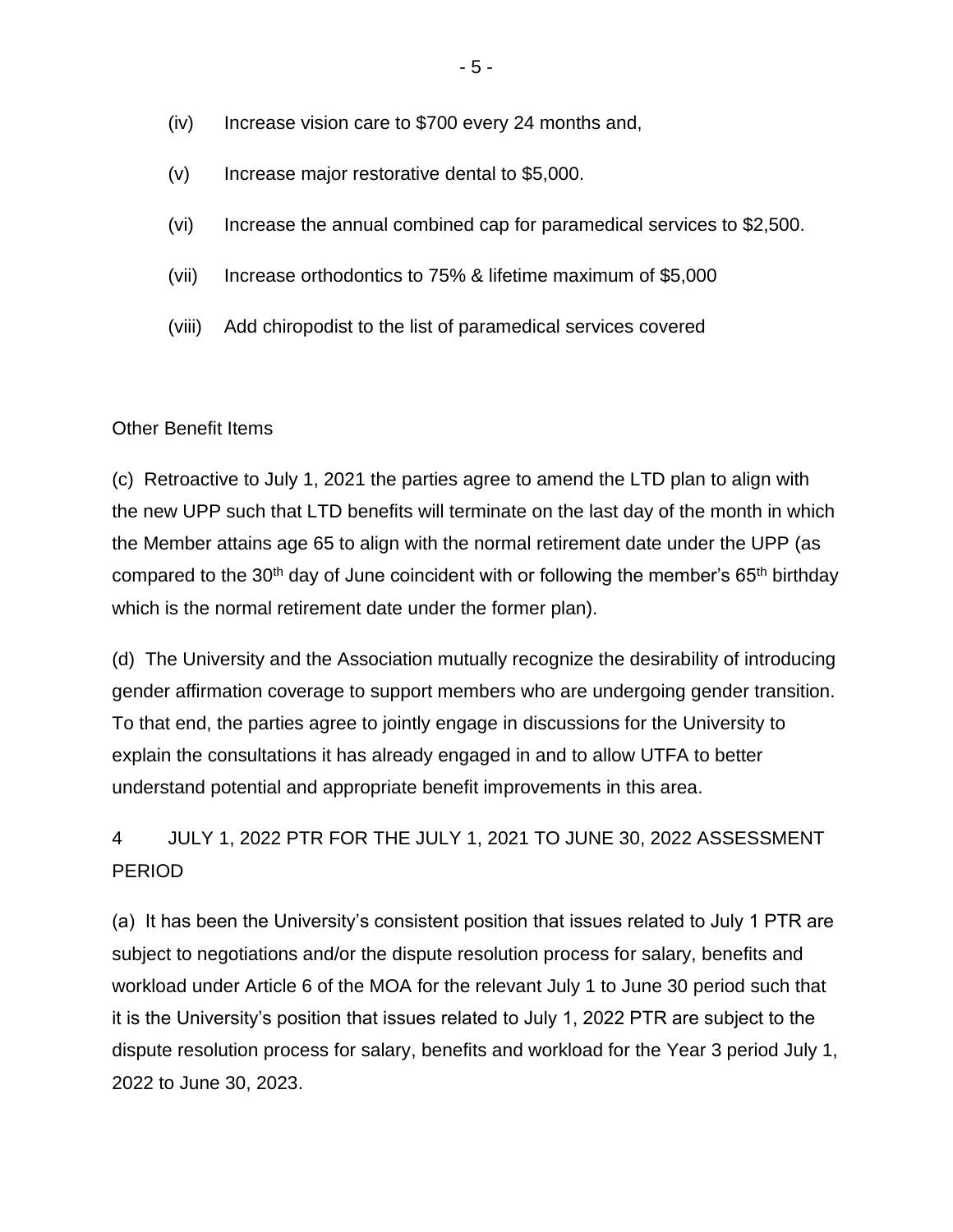(iv) Increase vision care to $700 every 24 months and,

(v) Increase major restorative dental to $5,000.

(vi) Increase the annual combined cap for paramedical services to $2,500.

(vii) Increase orthodontics to 75% & lifetime maximum of $5,000

(viii) Add chiropodist to the list of paramedical services covered

Other Benefit Items

(c) Retroactive to July 1, 2021 the parties agree to amend the LTD plan to align with the new UPP such that LTD benefits will terminate on the last day of the month in which the Member attains age 65 to align with the normal retirement date under the UPP (as compared to the 30th day of June coincident with or following the member's 65th birthday which is the normal retirement date under the former plan).

(d) The University and the Association mutually recognize the desirability of introducing gender affirmation coverage to support members who are undergoing gender transition. To that end, the parties agree to jointly engage in discussions for the University to explain the consultations it has already engaged in and to allow UTFA to better understand potential and appropriate benefit improvements in this area.

## 4 JULY 1, 2022 PTR FOR THE JULY 1, 2021 TO JUNE 30, 2022 ASSESSMENT PERIOD

(a) It has been the University's consistent position that issues related to July 1 PTR are subject to negotiations and/or the dispute resolution process for salary, benefits and workload under Article 6 of the MOA for the relevant July 1 to June 30 period such that it is the University's position that issues related to July 1, 2022 PTR are subject to the dispute resolution process for salary, benefits and workload for the Year 3 period July 1, 2022 to June 30, 2023.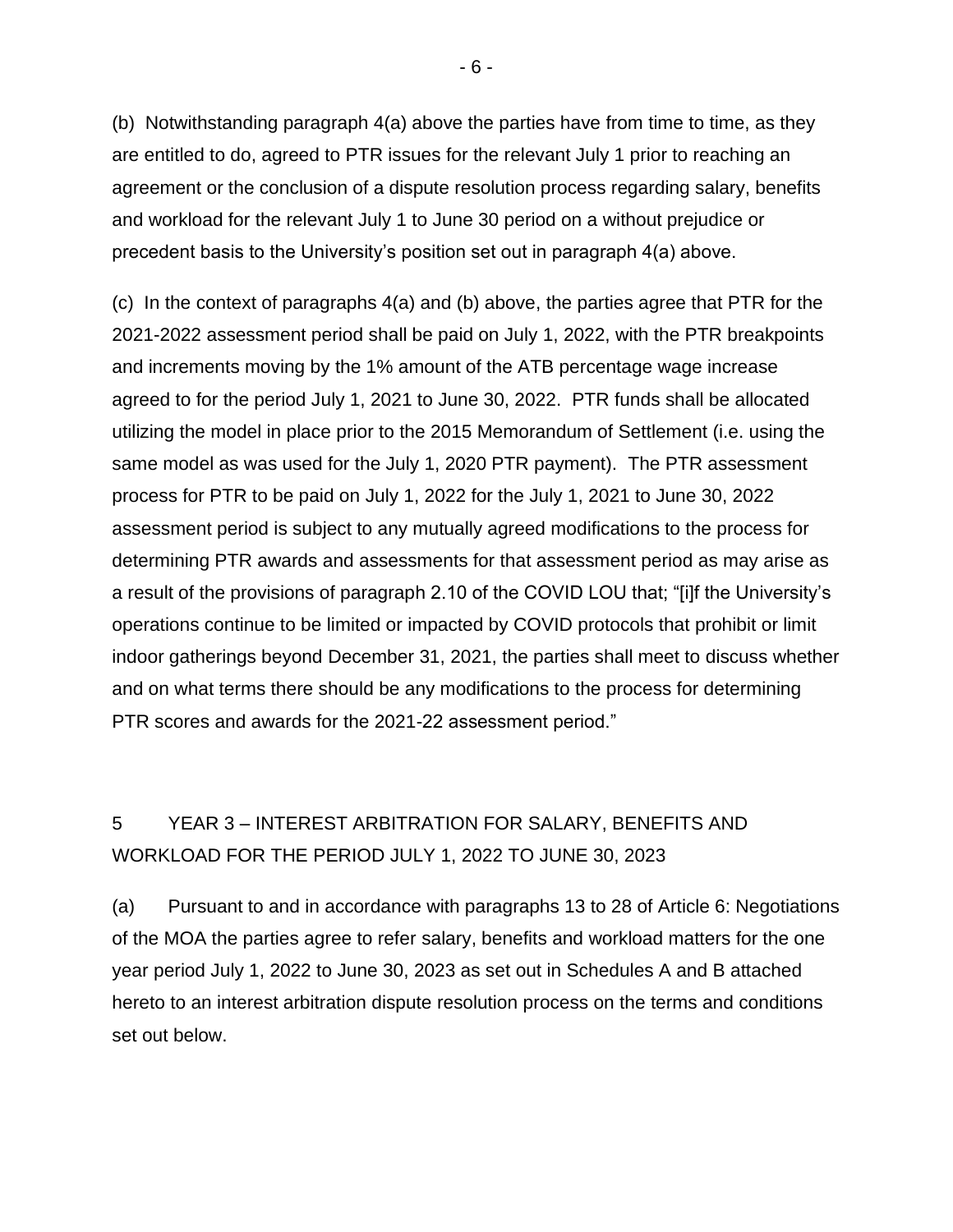(b) Notwithstanding paragraph 4(a) above the parties have from time to time, as they are entitled to do, agreed to PTR issues for the relevant July 1 prior to reaching an agreement or the conclusion of a dispute resolution process regarding salary, benefits and workload for the relevant July 1 to June 30 period on a without prejudice or precedent basis to the University's position set out in paragraph 4(a) above.

(c) In the context of paragraphs 4(a) and (b) above, the parties agree that PTR for the 2021-2022 assessment period shall be paid on July 1, 2022, with the PTR breakpoints and increments moving by the 1% amount of the ATB percentage wage increase agreed to for the period July 1, 2021 to June 30, 2022. PTR funds shall be allocated utilizing the model in place prior to the 2015 Memorandum of Settlement (i.e. using the same model as was used for the July 1, 2020 PTR payment). The PTR assessment process for PTR to be paid on July 1, 2022 for the July 1, 2021 to June 30, 2022 assessment period is subject to any mutually agreed modifications to the process for determining PTR awards and assessments for that assessment period as may arise as a result of the provisions of paragraph 2.10 of the COVID LOU that; "[i]f the University's operations continue to be limited or impacted by COVID protocols that prohibit or limit indoor gatherings beyond December 31, 2021, the parties shall meet to discuss whether and on what terms there should be any modifications to the process for determining PTR scores and awards for the 2021-22 assessment period."

## 5 YEAR 3 – INTEREST ARBITRATION FOR SALARY, BENEFITS AND WORKLOAD FOR THE PERIOD JULY 1, 2022 TO JUNE 30, 2023

(a) Pursuant to and in accordance with paragraphs 13 to 28 of Article 6: Negotiations of the MOA the parties agree to refer salary, benefits and workload matters for the one year period July 1, 2022 to June 30, 2023 as set out in Schedules A and B attached hereto to an interest arbitration dispute resolution process on the terms and conditions set out below.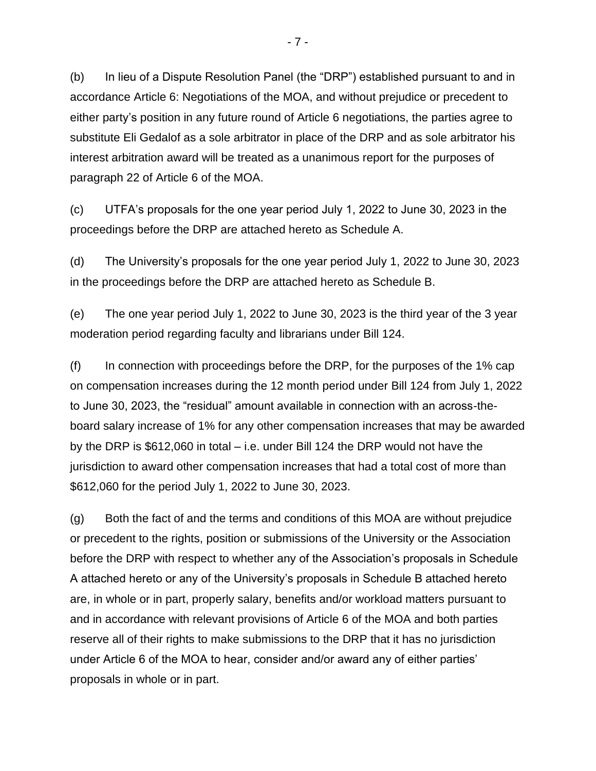(b) In lieu of a Dispute Resolution Panel (the "DRP") established pursuant to and in accordance Article 6: Negotiations of the MOA, and without prejudice or precedent to either party's position in any future round of Article 6 negotiations, the parties agree to substitute Eli Gedalof as a sole arbitrator in place of the DRP and as sole arbitrator his interest arbitration award will be treated as a unanimous report for the purposes of paragraph 22 of Article 6 of the MOA.

(c) UTFA's proposals for the one year period July 1, 2022 to June 30, 2023 in the proceedings before the DRP are attached hereto as Schedule A.

(d) The University's proposals for the one year period July 1, 2022 to June 30, 2023 in the proceedings before the DRP are attached hereto as Schedule B.

(e) The one year period July 1, 2022 to June 30, 2023 is the third year of the 3 year moderation period regarding faculty and librarians under Bill 124.

(f) In connection with proceedings before the DRP, for the purposes of the 1% cap on compensation increases during the 12 month period under Bill 124 from July 1, 2022 to June 30, 2023, the "residual" amount available in connection with an across-the-board salary increase of 1% for any other compensation increases that may be awarded by the DRP is $612,060 in total – i.e. under Bill 124 the DRP would not have the jurisdiction to award other compensation increases that had a total cost of more than $612,060 for the period July 1, 2022 to June 30, 2023.

(g) Both the fact of and the terms and conditions of this MOA are without prejudice or precedent to the rights, position or submissions of the University or the Association before the DRP with respect to whether any of the Association's proposals in Schedule A attached hereto or any of the University's proposals in Schedule B attached hereto are, in whole or in part, properly salary, benefits and/or workload matters pursuant to and in accordance with relevant provisions of Article 6 of the MOA and both parties reserve all of their rights to make submissions to the DRP that it has no jurisdiction under Article 6 of the MOA to hear, consider and/or award any of either parties' proposals in whole or in part.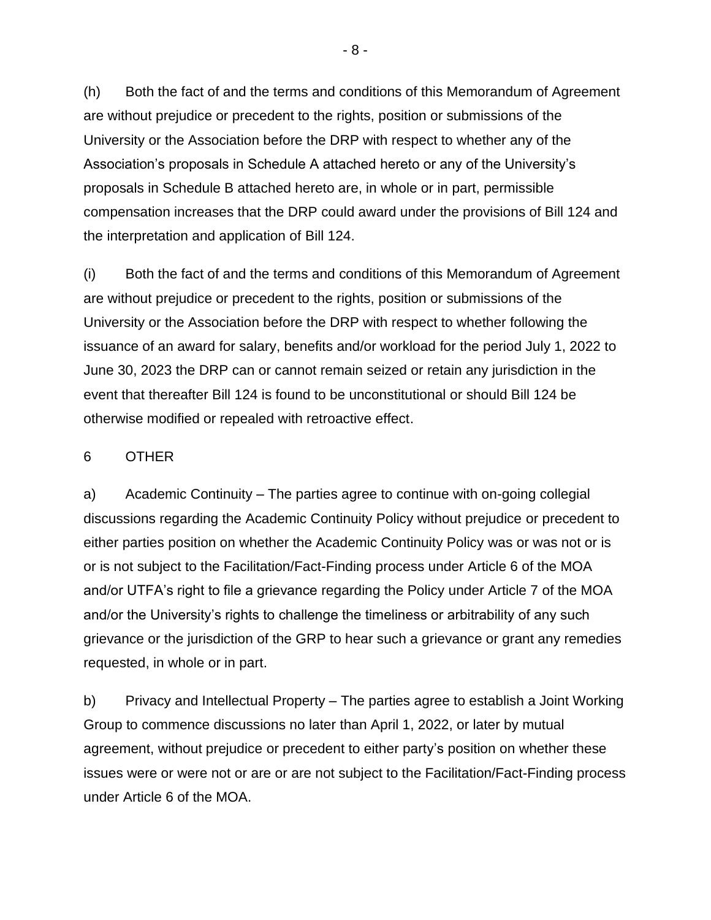(h) Both the fact of and the terms and conditions of this Memorandum of Agreement are without prejudice or precedent to the rights, position or submissions of the University or the Association before the DRP with respect to whether any of the Association's proposals in Schedule A attached hereto or any of the University's proposals in Schedule B attached hereto are, in whole or in part, permissible compensation increases that the DRP could award under the provisions of Bill 124 and the interpretation and application of Bill 124.

(i) Both the fact of and the terms and conditions of this Memorandum of Agreement are without prejudice or precedent to the rights, position or submissions of the University or the Association before the DRP with respect to whether following the issuance of an award for salary, benefits and/or workload for the period July 1, 2022 to June 30, 2023 the DRP can or cannot remain seized or retain any jurisdiction in the event that thereafter Bill 124 is found to be unconstitutional or should Bill 124 be otherwise modified or repealed with retroactive effect.

6 OTHER

a) Academic Continuity – The parties agree to continue with on-going collegial discussions regarding the Academic Continuity Policy without prejudice or precedent to either parties position on whether the Academic Continuity Policy was or was not or is or is not subject to the Facilitation/Fact-Finding process under Article 6 of the MOA and/or UTFA's right to file a grievance regarding the Policy under Article 7 of the MOA and/or the University's rights to challenge the timeliness or arbitrability of any such grievance or the jurisdiction of the GRP to hear such a grievance or grant any remedies requested, in whole or in part.

b) Privacy and Intellectual Property – The parties agree to establish a Joint Working Group to commence discussions no later than April 1, 2022, or later by mutual agreement, without prejudice or precedent to either party's position on whether these issues were or were not or are or are not subject to the Facilitation/Fact-Finding process under Article 6 of the MOA.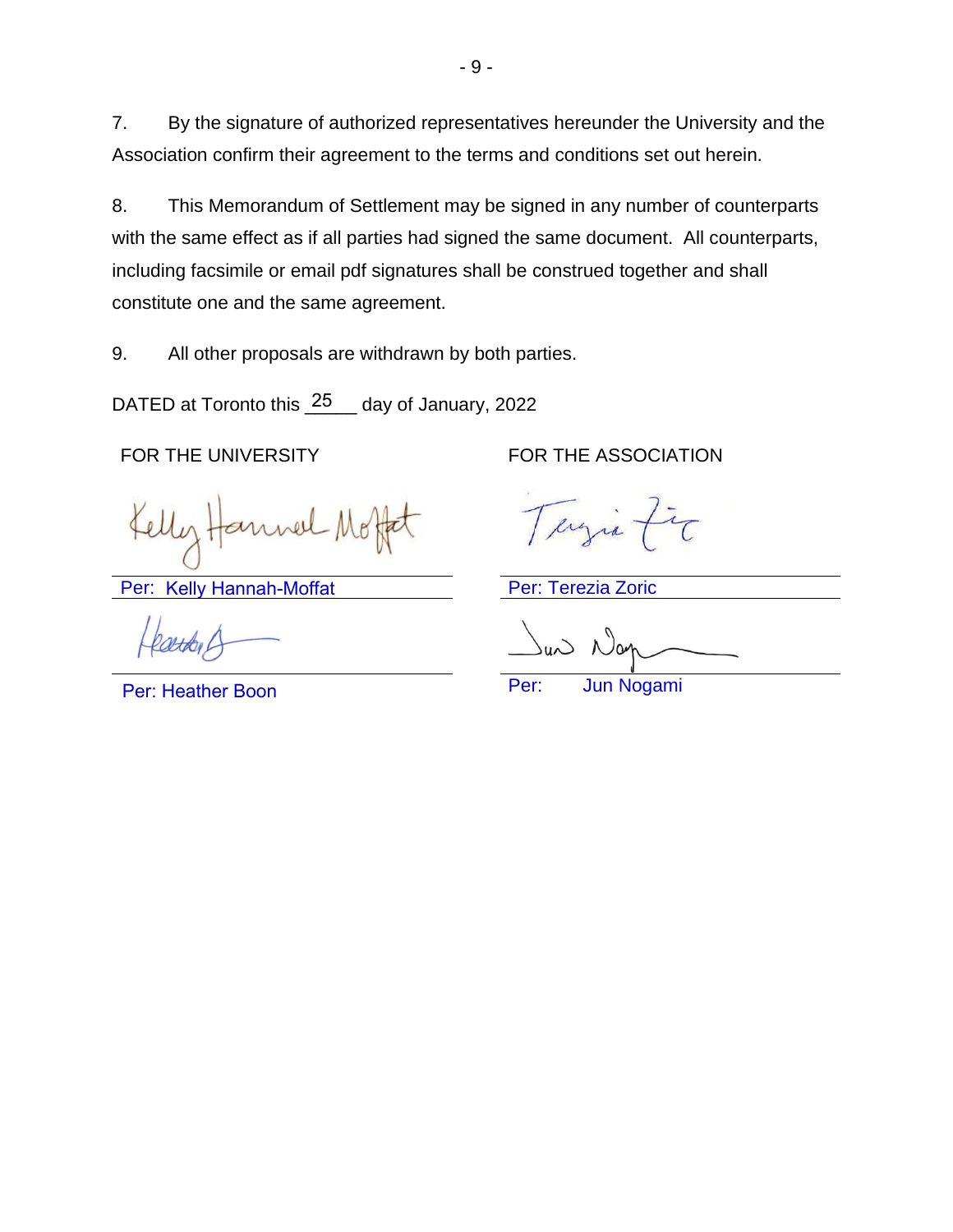7. By the signature of authorized representatives hereunder the University and the Association confirm their agreement to the terms and conditions set out herein.

8. This Memorandum of Settlement may be signed in any number of counterparts with the same effect as if all parties had signed the same document. All counterparts, including facsimile or email pdf signatures shall be construed together and shall constitute one and the same agreement.

9. All other proposals are withdrawn by both parties.

DATED at Toronto this 25 day of January, 2022

| FOR THE UNIVERSITY | FOR THE ASSOCIATION |
|---|---|
| Per: Kelly Hannah-Moffat | Per: Terezia Zoric |
| Per: Heather Boon | Per: Jun Nogami |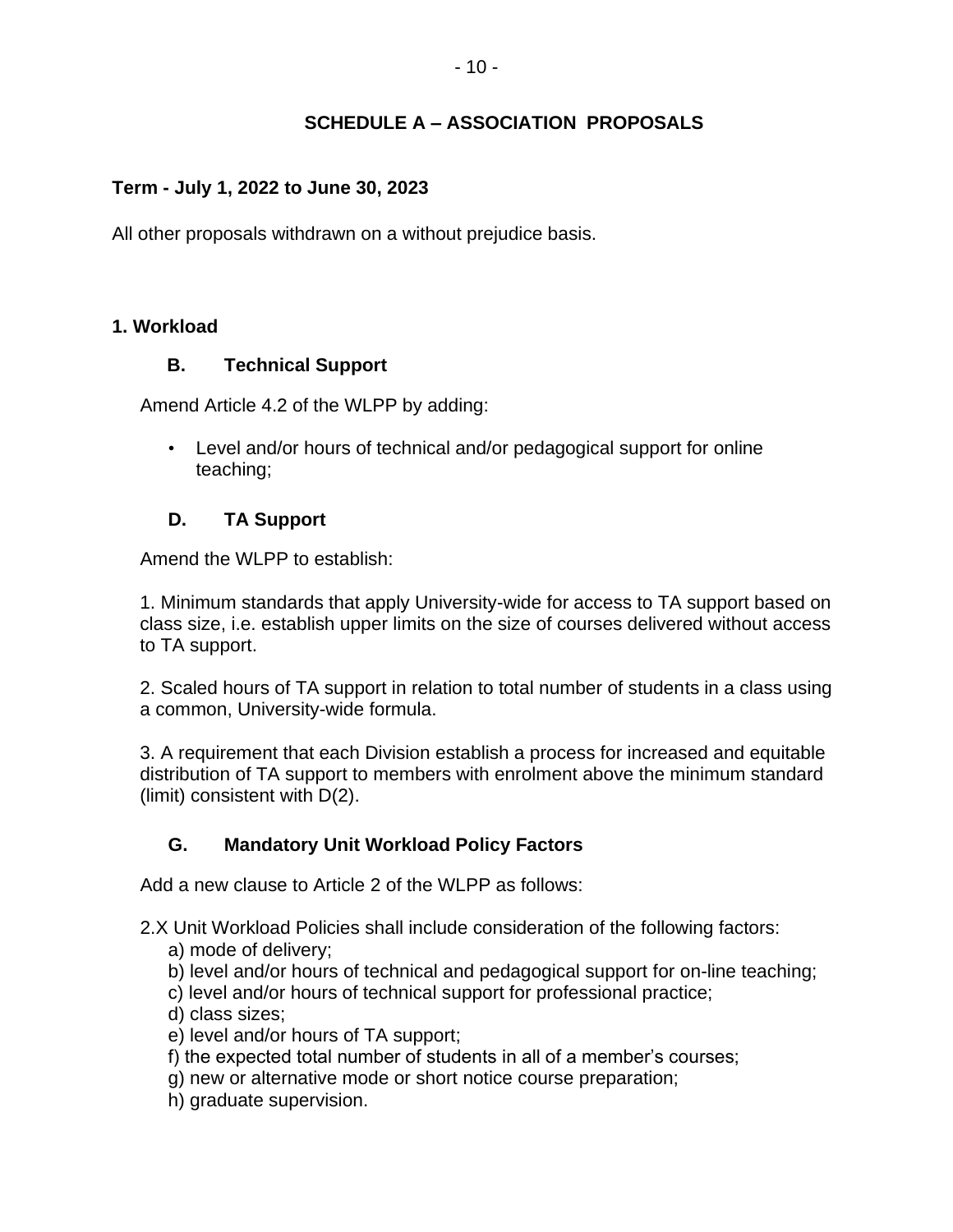## SCHEDULE A – ASSOCIATION PROPOSALS

**Term - July 1, 2022 to June 30, 2023**

All other proposals withdrawn on a without prejudice basis.

### 1. Workload

#### B. Technical Support

Amend Article 4.2 of the WLPP by adding:

- Level and/or hours of technical and/or pedagogical support for online teaching;

#### D. TA Support

Amend the WLPP to establish:

1. Minimum standards that apply University-wide for access to TA support based on class size, i.e. establish upper limits on the size of courses delivered without access to TA support.

2. Scaled hours of TA support in relation to total number of students in a class using a common, University-wide formula.

3. A requirement that each Division establish a process for increased and equitable distribution of TA support to members with enrolment above the minimum standard (limit) consistent with D(2).

#### G. Mandatory Unit Workload Policy Factors

Add a new clause to Article 2 of the WLPP as follows:

2.X Unit Workload Policies shall include consideration of the following factors:

a) mode of delivery;
b) level and/or hours of technical and pedagogical support for on-line teaching;
c) level and/or hours of technical support for professional practice;
d) class sizes;
e) level and/or hours of TA support;
f) the expected total number of students in all of a member's courses;
g) new or alternative mode or short notice course preparation;
h) graduate supervision.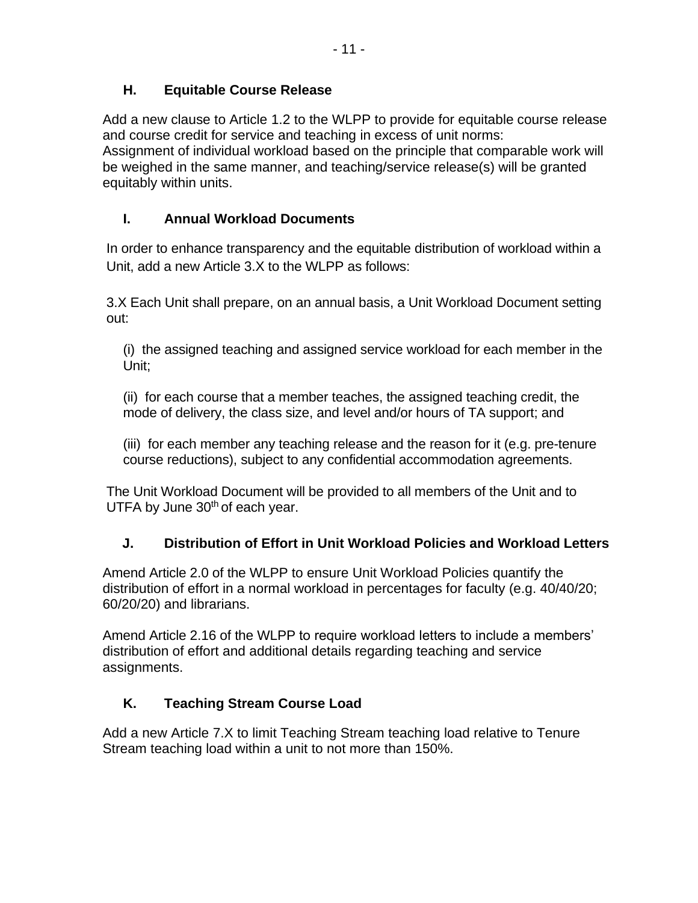### H. Equitable Course Release

Add a new clause to Article 1.2 to the WLPP to provide for equitable course release and course credit for service and teaching in excess of unit norms:
Assignment of individual workload based on the principle that comparable work will be weighed in the same manner, and teaching/service release(s) will be granted equitably within units.

### I. Annual Workload Documents

In order to enhance transparency and the equitable distribution of workload within a Unit, add a new Article 3.X to the WLPP as follows:

3.X Each Unit shall prepare, on an annual basis, a Unit Workload Document setting out:

(i) the assigned teaching and assigned service workload for each member in the Unit;

(ii) for each course that a member teaches, the assigned teaching credit, the mode of delivery, the class size, and level and/or hours of TA support; and

(iii) for each member any teaching release and the reason for it (e.g. pre-tenure course reductions), subject to any confidential accommodation agreements.

The Unit Workload Document will be provided to all members of the Unit and to UTFA by June 30th of each year.

### J. Distribution of Effort in Unit Workload Policies and Workload Letters

Amend Article 2.0 of the WLPP to ensure Unit Workload Policies quantify the distribution of effort in a normal workload in percentages for faculty (e.g. 40/40/20; 60/20/20) and librarians.

Amend Article 2.16 of the WLPP to require workload letters to include a members' distribution of effort and additional details regarding teaching and service assignments.

### K. Teaching Stream Course Load

Add a new Article 7.X to limit Teaching Stream teaching load relative to Tenure Stream teaching load within a unit to not more than 150%.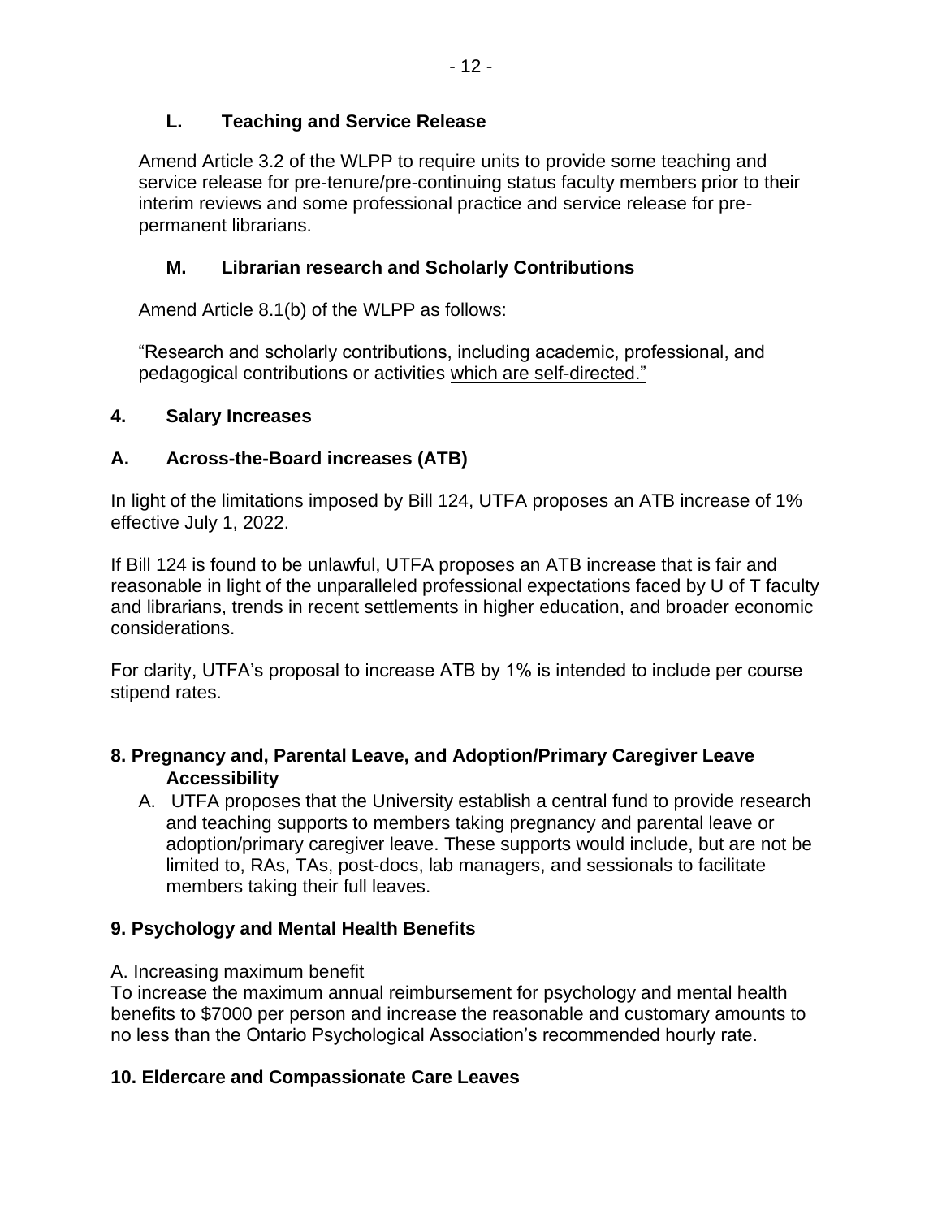### L. Teaching and Service Release

Amend Article 3.2 of the WLPP to require units to provide some teaching and service release for pre-tenure/pre-continuing status faculty members prior to their interim reviews and some professional practice and service release for pre-permanent librarians.

### M. Librarian research and Scholarly Contributions

Amend Article 8.1(b) of the WLPP as follows:

"Research and scholarly contributions, including academic, professional, and pedagogical contributions or activities <u>which are self-directed.</u>"

## 4. Salary Increases

### A. Across-the-Board increases (ATB)

In light of the limitations imposed by Bill 124, UTFA proposes an ATB increase of 1% effective July 1, 2022.

If Bill 124 is found to be unlawful, UTFA proposes an ATB increase that is fair and reasonable in light of the unparalleled professional expectations faced by U of T faculty and librarians, trends in recent settlements in higher education, and broader economic considerations.

For clarity, UTFA's proposal to increase ATB by 1% is intended to include per course stipend rates.

## 8. Pregnancy and, Parental Leave, and Adoption/Primary Caregiver Leave Accessibility

A. UTFA proposes that the University establish a central fund to provide research and teaching supports to members taking pregnancy and parental leave or adoption/primary caregiver leave. These supports would include, but are not be limited to, RAs, TAs, post-docs, lab managers, and sessionals to facilitate members taking their full leaves.

## 9. Psychology and Mental Health Benefits

A. Increasing maximum benefit

To increase the maximum annual reimbursement for psychology and mental health benefits to $7000 per person and increase the reasonable and customary amounts to no less than the Ontario Psychological Association's recommended hourly rate.

## 10. Eldercare and Compassionate Care Leaves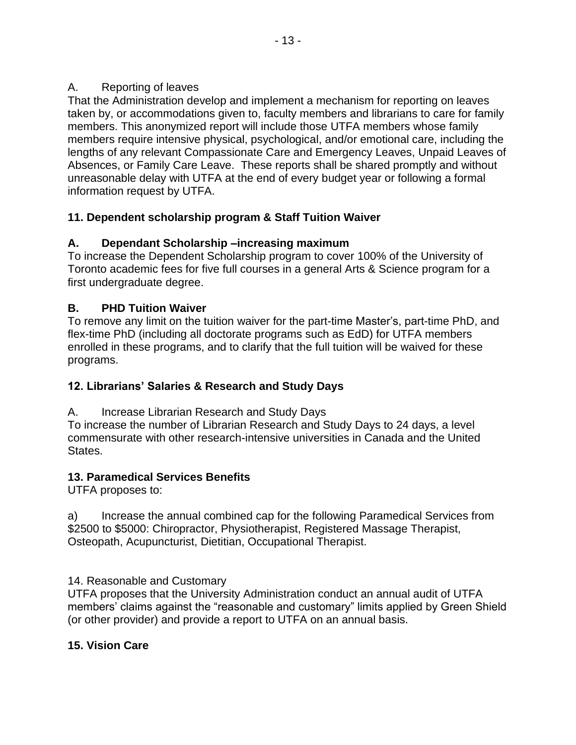A. Reporting of leaves

That the Administration develop and implement a mechanism for reporting on leaves taken by, or accommodations given to, faculty members and librarians to care for family members. This anonymized report will include those UTFA members whose family members require intensive physical, psychological, and/or emotional care, including the lengths of any relevant Compassionate Care and Emergency Leaves, Unpaid Leaves of Absences, or Family Care Leave. These reports shall be shared promptly and without unreasonable delay with UTFA at the end of every budget year or following a formal information request by UTFA.

## 11. Dependent scholarship program & Staff Tuition Waiver

### A. Dependant Scholarship –increasing maximum

To increase the Dependent Scholarship program to cover 100% of the University of Toronto academic fees for five full courses in a general Arts & Science program for a first undergraduate degree.

### B. PHD Tuition Waiver

To remove any limit on the tuition waiver for the part-time Master's, part-time PhD, and flex-time PhD (including all doctorate programs such as EdD) for UTFA members enrolled in these programs, and to clarify that the full tuition will be waived for these programs.

## 12. Librarians' Salaries & Research and Study Days

A. Increase Librarian Research and Study Days

To increase the number of Librarian Research and Study Days to 24 days, a level commensurate with other research-intensive universities in Canada and the United States.

## 13. Paramedical Services Benefits

UTFA proposes to:

a) Increase the annual combined cap for the following Paramedical Services from $2500 to $5000: Chiropractor, Physiotherapist, Registered Massage Therapist, Osteopath, Acupuncturist, Dietitian, Occupational Therapist.

14. Reasonable and Customary

UTFA proposes that the University Administration conduct an annual audit of UTFA members' claims against the "reasonable and customary" limits applied by Green Shield (or other provider) and provide a report to UTFA on an annual basis.

## 15. Vision Care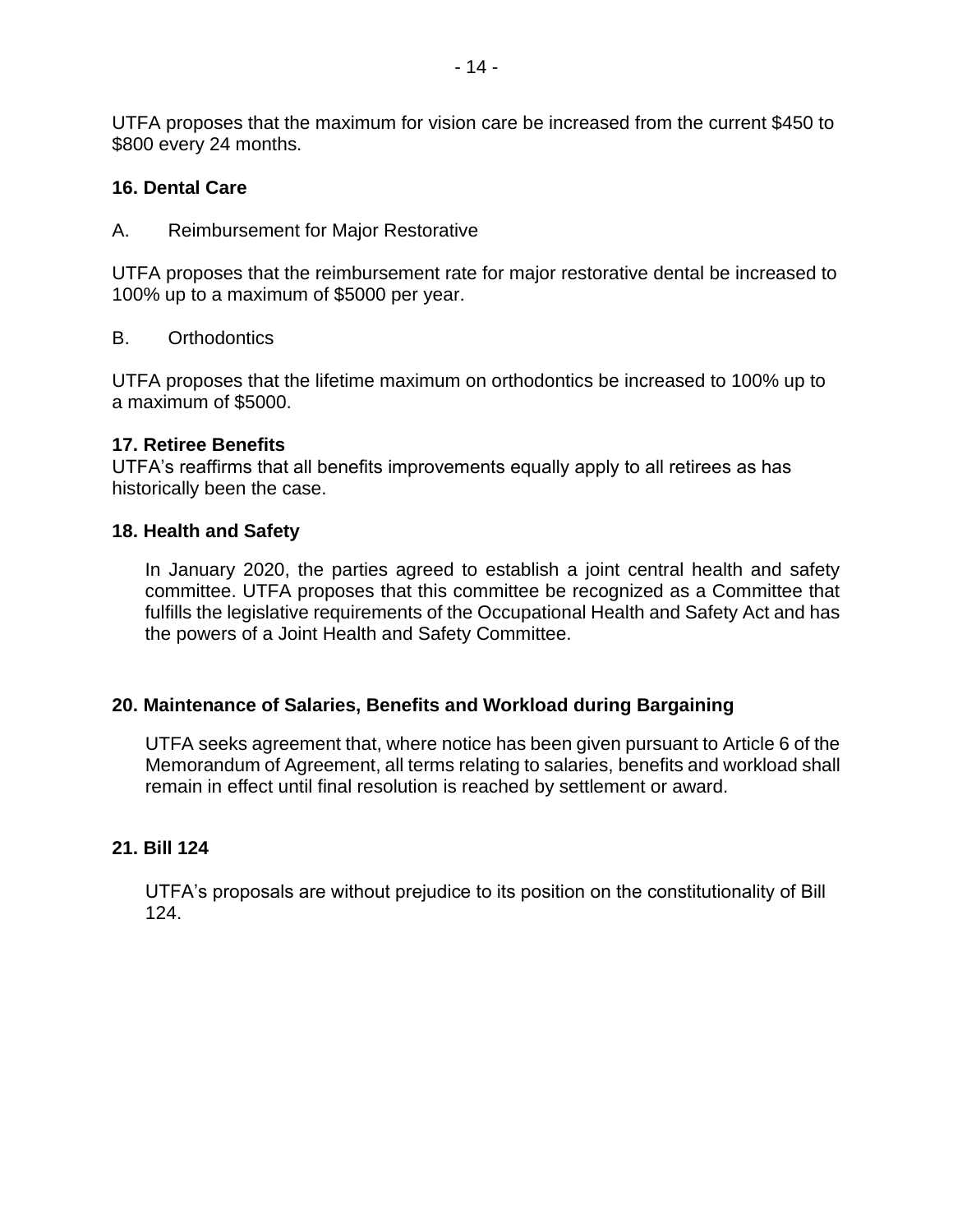UTFA proposes that the maximum for vision care be increased from the current $450 to $800 every 24 months.

**16. Dental Care**

A. Reimbursement for Major Restorative

UTFA proposes that the reimbursement rate for major restorative dental be increased to 100% up to a maximum of $5000 per year.

B. Orthodontics

UTFA proposes that the lifetime maximum on orthodontics be increased to 100% up to a maximum of $5000.

**17. Retiree Benefits**

UTFA's reaffirms that all benefits improvements equally apply to all retirees as has historically been the case.

**18. Health and Safety**

In January 2020, the parties agreed to establish a joint central health and safety committee. UTFA proposes that this committee be recognized as a Committee that fulfills the legislative requirements of the Occupational Health and Safety Act and has the powers of a Joint Health and Safety Committee.

**20. Maintenance of Salaries, Benefits and Workload during Bargaining**

UTFA seeks agreement that, where notice has been given pursuant to Article 6 of the Memorandum of Agreement, all terms relating to salaries, benefits and workload shall remain in effect until final resolution is reached by settlement or award.

**21. Bill 124**

UTFA's proposals are without prejudice to its position on the constitutionality of Bill 124.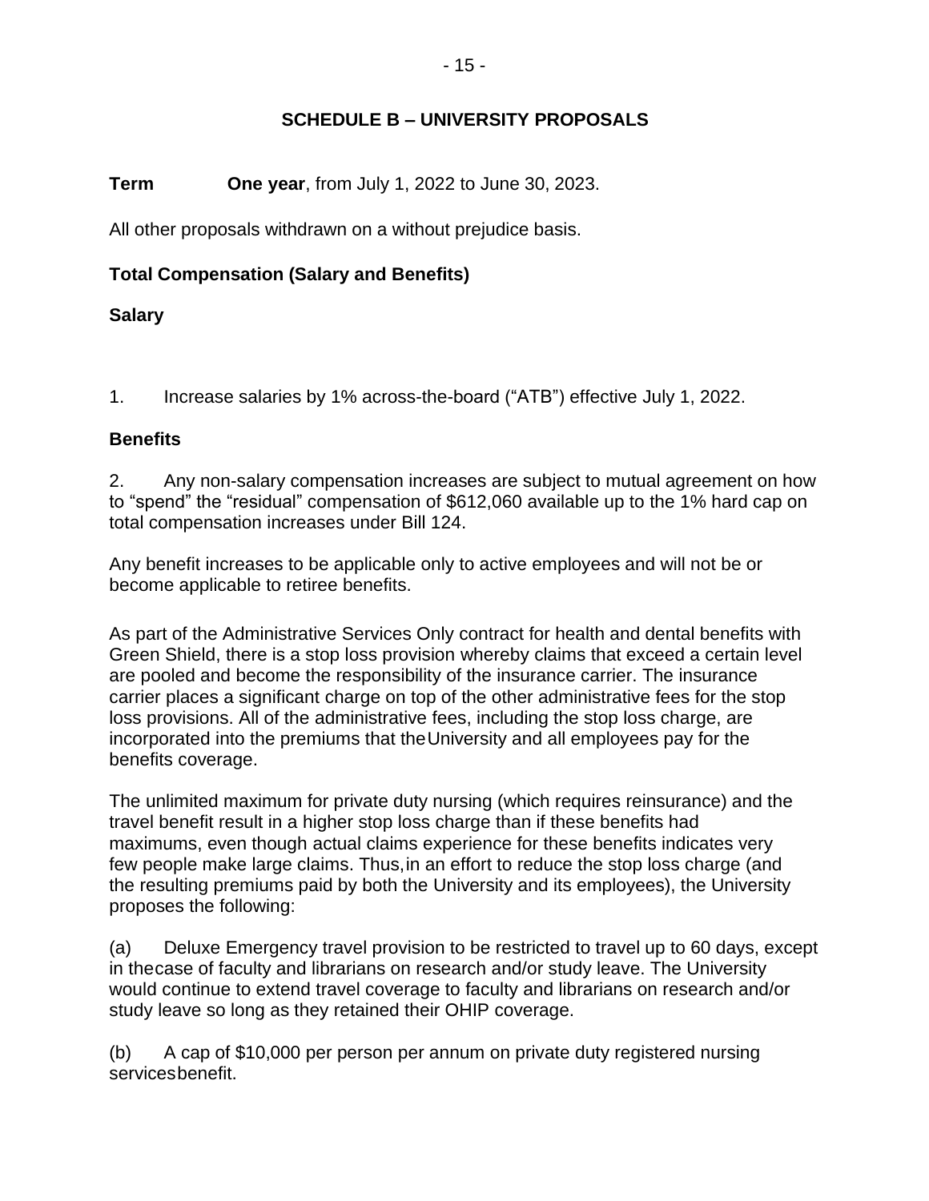## SCHEDULE B – UNIVERSITY PROPOSALS

**Term** **One year**, from July 1, 2022 to June 30, 2023.

All other proposals withdrawn on a without prejudice basis.

### Total Compensation (Salary and Benefits)

#### Salary

1. Increase salaries by 1% across-the-board ("ATB") effective July 1, 2022.

#### Benefits

2. Any non-salary compensation increases are subject to mutual agreement on how to "spend" the "residual" compensation of $612,060 available up to the 1% hard cap on total compensation increases under Bill 124.

Any benefit increases to be applicable only to active employees and will not be or become applicable to retiree benefits.

As part of the Administrative Services Only contract for health and dental benefits with Green Shield, there is a stop loss provision whereby claims that exceed a certain level are pooled and become the responsibility of the insurance carrier. The insurance carrier places a significant charge on top of the other administrative fees for the stop loss provisions. All of the administrative fees, including the stop loss charge, are incorporated into the premiums that the University and all employees pay for the benefits coverage.

The unlimited maximum for private duty nursing (which requires reinsurance) and the travel benefit result in a higher stop loss charge than if these benefits had maximums, even though actual claims experience for these benefits indicates very few people make large claims. Thus, in an effort to reduce the stop loss charge (and the resulting premiums paid by both the University and its employees), the University proposes the following:

(a) Deluxe Emergency travel provision to be restricted to travel up to 60 days, except in the case of faculty and librarians on research and/or study leave. The University would continue to extend travel coverage to faculty and librarians on research and/or study leave so long as they retained their OHIP coverage.

(b) A cap of $10,000 per person per annum on private duty registered nursing services benefit.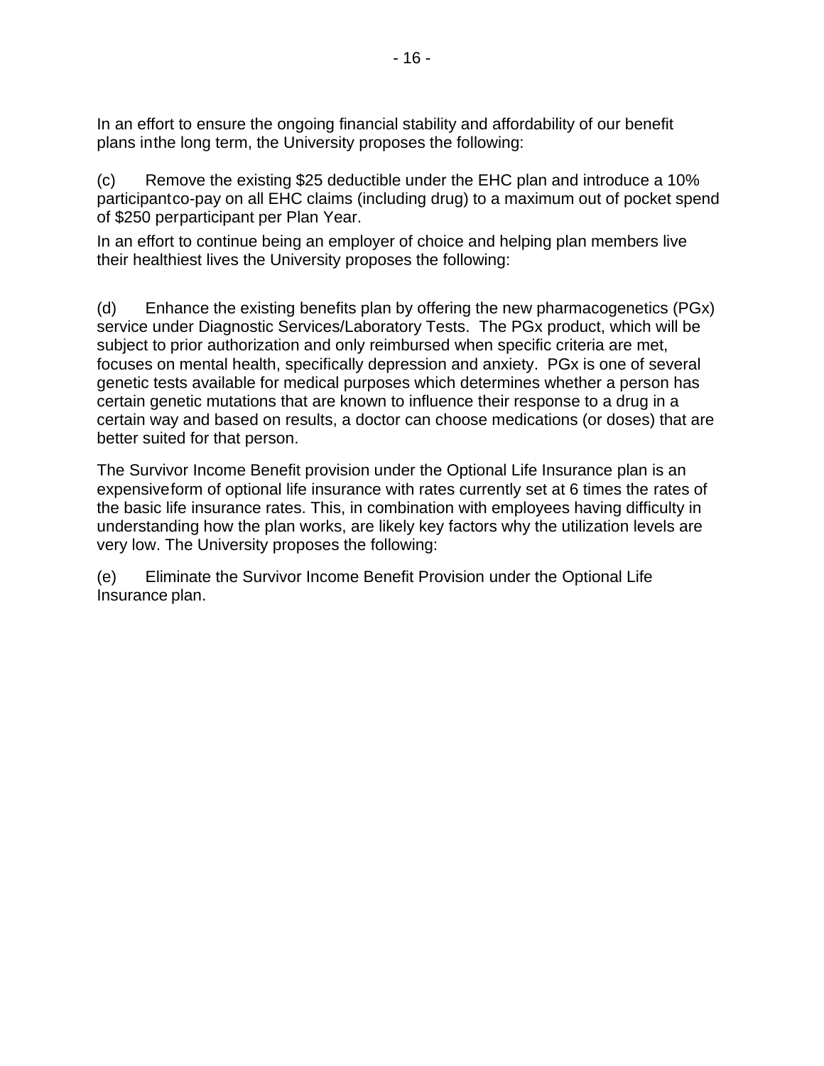In an effort to ensure the ongoing financial stability and affordability of our benefit plans in the long term, the University proposes the following:

(c) Remove the existing $25 deductible under the EHC plan and introduce a 10% participant co-pay on all EHC claims (including drug) to a maximum out of pocket spend of $250 per participant per Plan Year.

In an effort to continue being an employer of choice and helping plan members live their healthiest lives the University proposes the following:

(d) Enhance the existing benefits plan by offering the new pharmacogenetics (PGx) service under Diagnostic Services/Laboratory Tests. The PGx product, which will be subject to prior authorization and only reimbursed when specific criteria are met, focuses on mental health, specifically depression and anxiety. PGx is one of several genetic tests available for medical purposes which determines whether a person has certain genetic mutations that are known to influence their response to a drug in a certain way and based on results, a doctor can choose medications (or doses) that are better suited for that person.

The Survivor Income Benefit provision under the Optional Life Insurance plan is an expensive form of optional life insurance with rates currently set at 6 times the rates of the basic life insurance rates. This, in combination with employees having difficulty in understanding how the plan works, are likely key factors why the utilization levels are very low. The University proposes the following:

(e) Eliminate the Survivor Income Benefit Provision under the Optional Life Insurance plan.